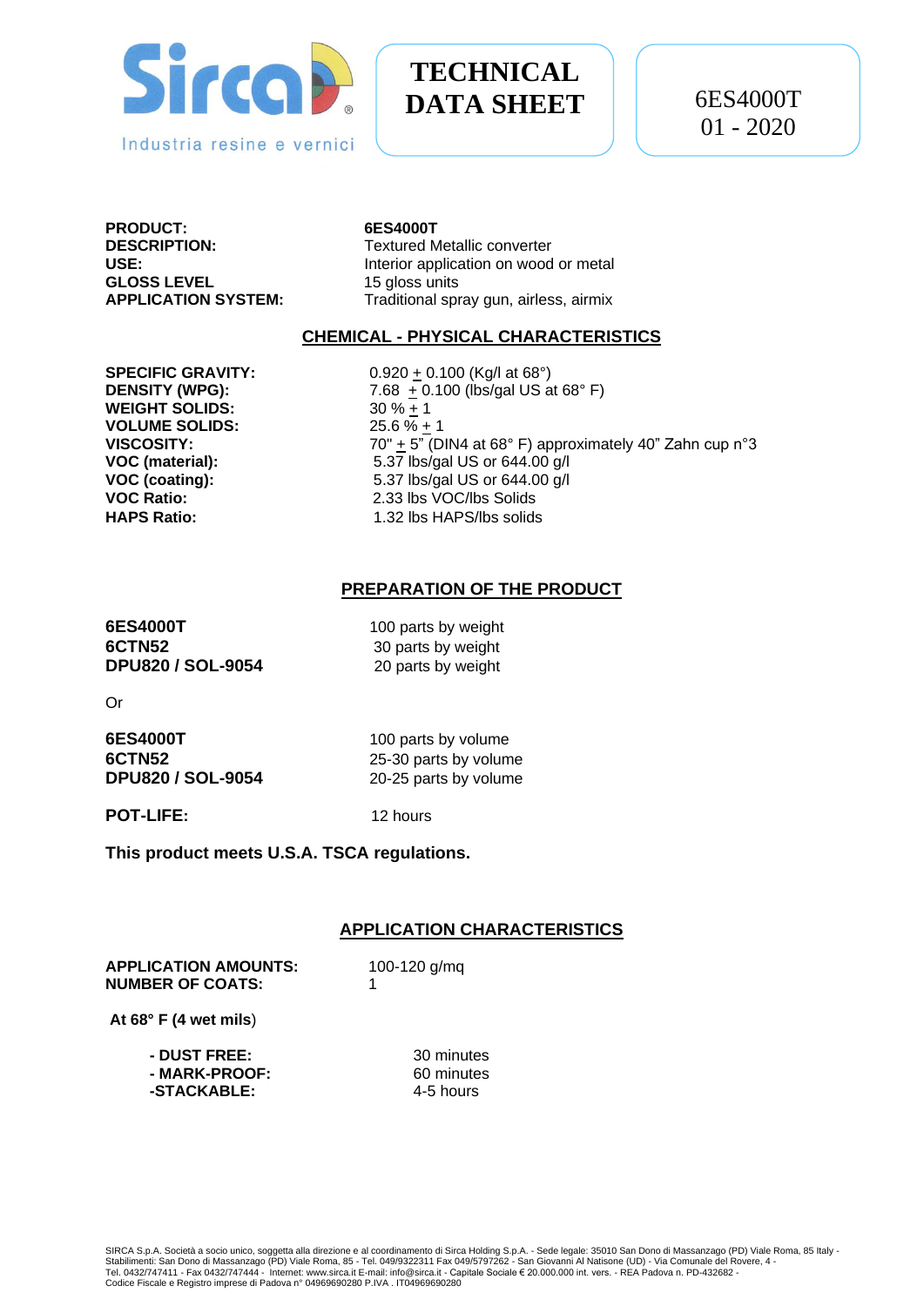Sirca

Industria resine e vernici

# TECHNICAL DATA SHEET

6ES4000T
01 - 2020

| | |
|---|---|
| **PRODUCT:** | **6ES4000T** |
| **DESCRIPTION:** | Textured Metallic converter |
| **USE:** | Interior application on wood or metal |
| **GLOSS LEVEL** | 15 gloss units |
| **APPLICATION SYSTEM:** | Traditional spray gun, airless, airmix |

## CHEMICAL - PHYSICAL CHARACTERISTICS

| | |
|---|---|
| **SPECIFIC GRAVITY:** | 0.920 ± 0.100 (Kg/l at 68°) |
| **DENSITY (WPG):** | 7.68 ± 0.100 (lbs/gal US at 68° F) |
| **WEIGHT SOLIDS:** | 30 % ± 1 |
| **VOLUME SOLIDS:** | 25.6 % ± 1 |
| **VISCOSITY:** | 70" ± 5" (DIN4 at 68° F) approximately 40" Zahn cup n°3 |
| **VOC (material):** | 5.37 lbs/gal US or 644.00 g/l |
| **VOC (coating):** | 5.37 lbs/gal US or 644.00 g/l |
| **VOC Ratio:** | 2.33 lbs VOC/lbs Solids |
| **HAPS Ratio:** | 1.32 lbs HAPS/lbs solids |

## PREPARATION OF THE PRODUCT

| | |
|---|---|
| **6ES4000T** | 100 parts by weight |
| **6CTN52** | 30 parts by weight |
| **DPU820 / SOL-9054** | 20 parts by weight |

Or

| | |
|---|---|
| **6ES4000T** | 100 parts by volume |
| **6CTN52** | 25-30 parts by volume |
| **DPU820 / SOL-9054** | 20-25 parts by volume |

**POT-LIFE:** 12 hours

**This product meets U.S.A. TSCA regulations.**

## APPLICATION CHARACTERISTICS

| | |
|---|---|
| **APPLICATION AMOUNTS:** | 100-120 g/mq |
| **NUMBER OF COATS:** | 1 |

**At 68° F (4 wet mils**)

| | |
|---|---|
| **- DUST FREE:** | 30 minutes |
| **- MARK-PROOF:** | 60 minutes |
| **-STACKABLE:** | 4-5 hours |

SIRCA S.p.A. Società a socio unico, soggetta alla direzione e al coordinamento di Sirca Holding S.p.A. - Sede legale: 35010 San Dono di Massanzago (PD) Viale Roma, 85 Italy - Stabilimenti: San Dono di Massanzago (PD) Viale Roma, 85 - Tel. 049/9322311 Fax 049/5797262 - San Giovanni Al Natisone (UD) - Via Comunale del Rovere, 4 - Tel. 0432/747411 - Fax 0432/747444 - Internet: www.sirca.it E-mail: info@sirca.it - Capitale Sociale € 20.000.000 int. vers. - REA Padova n. PD-432682 - Codice Fiscale e Registro imprese di Padova n° 04969690280 P.IVA . IT04969690280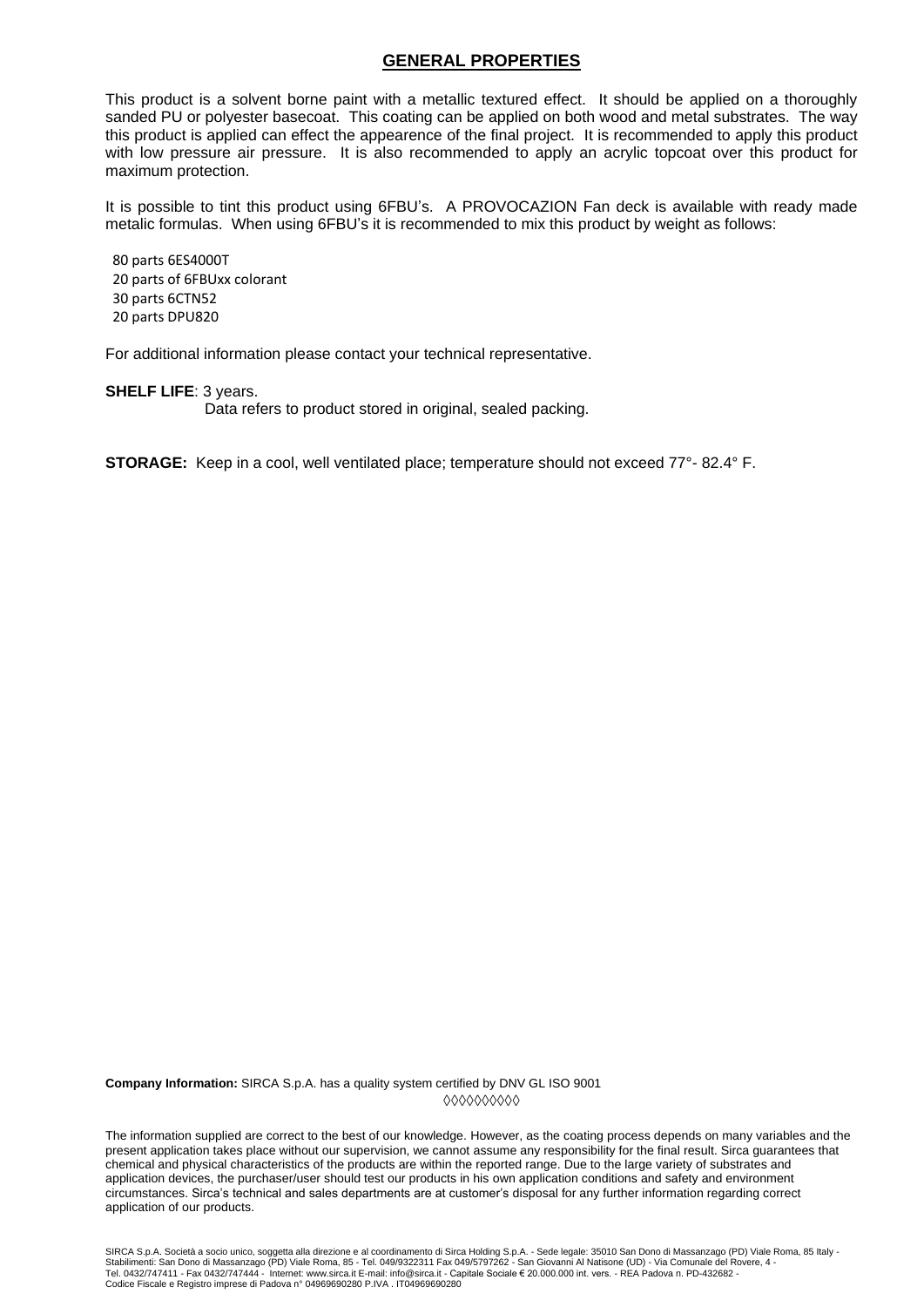## GENERAL PROPERTIES

This product is a solvent borne paint with a metallic textured effect. It should be applied on a thoroughly sanded PU or polyester basecoat. This coating can be applied on both wood and metal substrates. The way this product is applied can effect the appearence of the final project. It is recommended to apply this product with low pressure air pressure. It is also recommended to apply an acrylic topcoat over this product for maximum protection.

It is possible to tint this product using 6FBU's. A PROVOCAZION Fan deck is available with ready made metalic formulas. When using 6FBU's it is recommended to mix this product by weight as follows:

80 parts 6ES4000T
20 parts of 6FBUxx colorant
30 parts 6CTN52
20 parts DPU820

For additional information please contact your technical representative.

**SHELF LIFE**: 3 years.
Data refers to product stored in original, sealed packing.

**STORAGE:** Keep in a cool, well ventilated place; temperature should not exceed 77°- 82.4° F.

**Company Information:** SIRCA S.p.A. has a quality system certified by DNV GL ISO 9001

◊◊◊◊◊◊◊◊◊◊

The information supplied are correct to the best of our knowledge. However, as the coating process depends on many variables and the present application takes place without our supervision, we cannot assume any responsibility for the final result. Sirca guarantees that chemical and physical characteristics of the products are within the reported range. Due to the large variety of substrates and application devices, the purchaser/user should test our products in his own application conditions and safety and environment circumstances. Sirca's technical and sales departments are at customer's disposal for any further information regarding correct application of our products.

SIRCA S.p.A. Società a socio unico, soggetta alla direzione e al coordinamento di Sirca Holding S.p.A. - Sede legale: 35010 San Dono di Massanzago (PD) Viale Roma, 85 Italy - Stabilimenti: San Dono di Massanzago (PD) Viale Roma, 85 - Tel. 049/9322311 Fax 049/5797262 - San Giovanni Al Natisone (UD) - Via Comunale del Rovere, 4 - Tel. 0432/747411 - Fax 0432/747444 - Internet: www.sirca.it E-mail: info@sirca.it - Capitale Sociale € 20.000.000 int. vers. - REA Padova n. PD-432682 - Codice Fiscale e Registro imprese di Padova n° 04969690280 P.IVA . IT04969690280